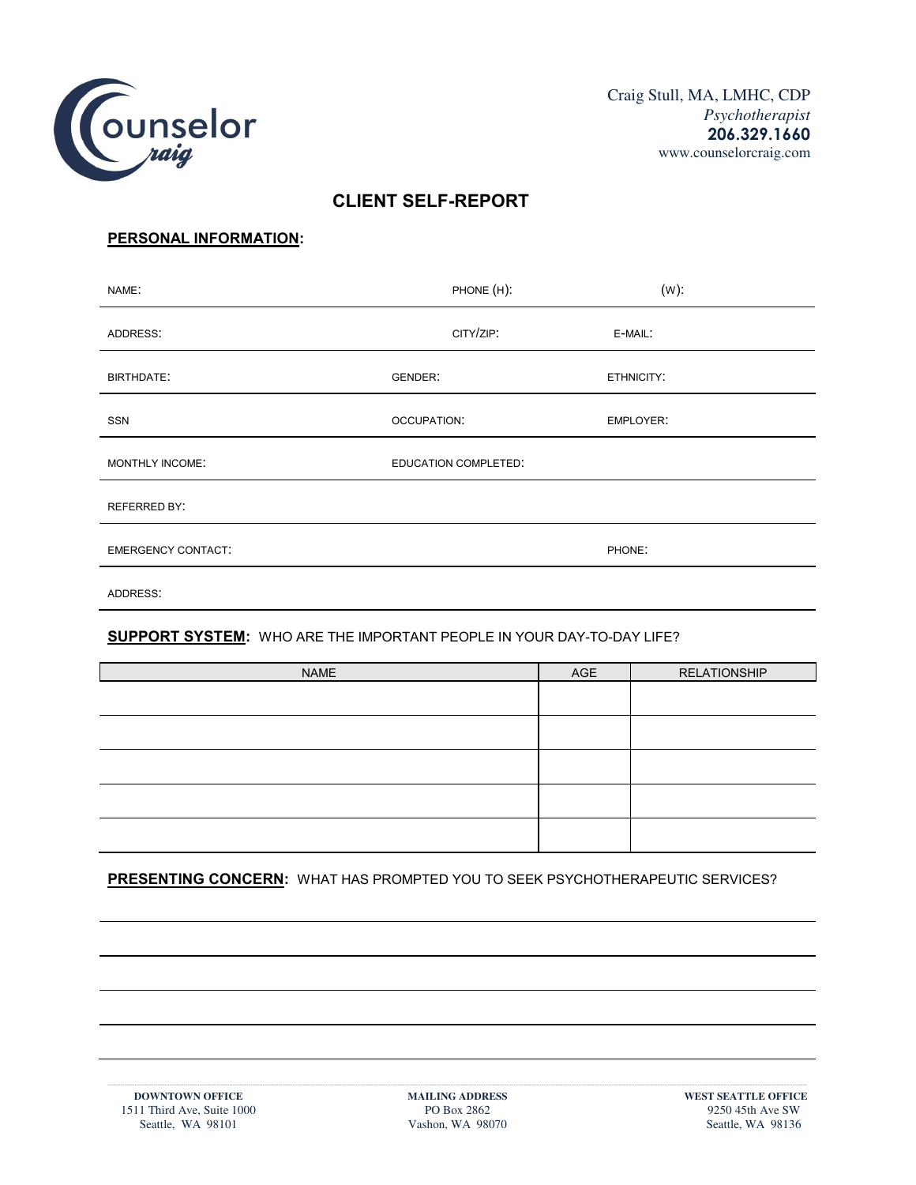Craig Stull, MA, LMHC, CDP
*Psychotherapist*
**206.329.1660**
www.counselorcraig.com

# CLIENT SELF-REPORT

## PERSONAL INFORMATION:

NAME: PHONE (H): (W):

ADDRESS: CITY/ZIP: E-MAIL:

BIRTHDATE: GENDER: ETHNICITY:

SSN OCCUPATION: EMPLOYER:

MONTHLY INCOME: EDUCATION COMPLETED:

REFERRED BY:

EMERGENCY CONTACT: PHONE:

ADDRESS:

## SUPPORT SYSTEM: WHO ARE THE IMPORTANT PEOPLE IN YOUR DAY-TO-DAY LIFE?

| NAME | AGE | RELATIONSHIP |
|---|---|---|
| | | |
| | | |
| | | |
| | | |
| | | |

## PRESENTING CONCERN: WHAT HAS PROMPTED YOU TO SEEK PSYCHOTHERAPEUTIC SERVICES?

**DOWNTOWN OFFICE**
1511 Third Ave, Suite 1000
Seattle, WA 98101

**MAILING ADDRESS**
PO Box 2862
Vashon, WA 98070

**WEST SEATTLE OFFICE**
9250 45th Ave SW
Seattle, WA 98136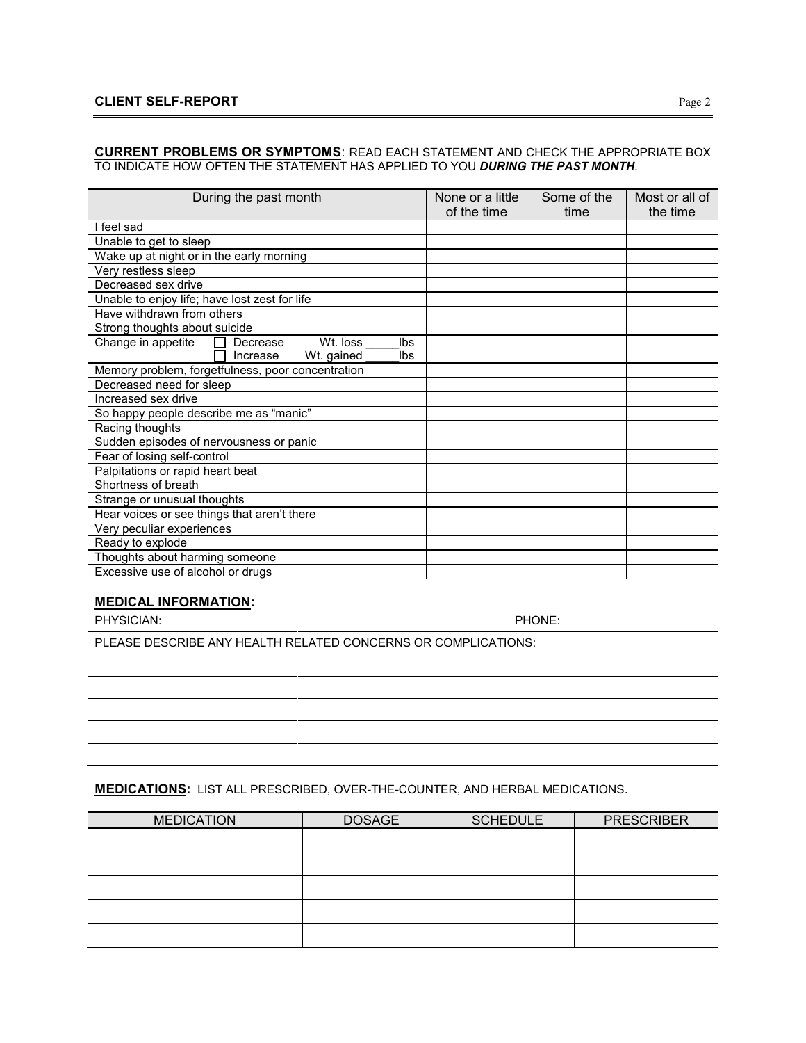## CLIENT SELF-REPORT

**CURRENT PROBLEMS OR SYMPTOMS**: READ EACH STATEMENT AND CHECK THE APPROPRIATE BOX TO INDICATE HOW OFTEN THE STATEMENT HAS APPLIED TO YOU ***DURING THE PAST MONTH***.

| During the past month | None or a little of the time | Some of the time | Most or all of the time |
|---|---|---|---|
| I feel sad | | | |
| Unable to get to sleep | | | |
| Wake up at night or in the early morning | | | |
| Very restless sleep | | | |
| Decreased sex drive | | | |
| Unable to enjoy life; have lost zest for life | | | |
| Have withdrawn from others | | | |
| Strong thoughts about suicide | | | |
| Change in appetite ☐ Decrease Wt. loss _____lbs ☐ Increase Wt. gained _____lbs | | | |
| Memory problem, forgetfulness, poor concentration | | | |
| Decreased need for sleep | | | |
| Increased sex drive | | | |
| So happy people describe me as "manic" | | | |
| Racing thoughts | | | |
| Sudden episodes of nervousness or panic | | | |
| Fear of losing self-control | | | |
| Palpitations or rapid heart beat | | | |
| Shortness of breath | | | |
| Strange or unusual thoughts | | | |
| Hear voices or see things that aren't there | | | |
| Very peculiar experiences | | | |
| Ready to explode | | | |
| Thoughts about harming someone | | | |
| Excessive use of alcohol or drugs | | | |

**MEDICAL INFORMATION:**

PHYSICIAN: PHONE:

PLEASE DESCRIBE ANY HEALTH RELATED CONCERNS OR COMPLICATIONS:

**MEDICATIONS:** LIST ALL PRESCRIBED, OVER-THE-COUNTER, AND HERBAL MEDICATIONS.

| MEDICATION | DOSAGE | SCHEDULE | PRESCRIBER |
|---|---|---|---|
| | | | |
| | | | |
| | | | |
| | | | |
| | | | |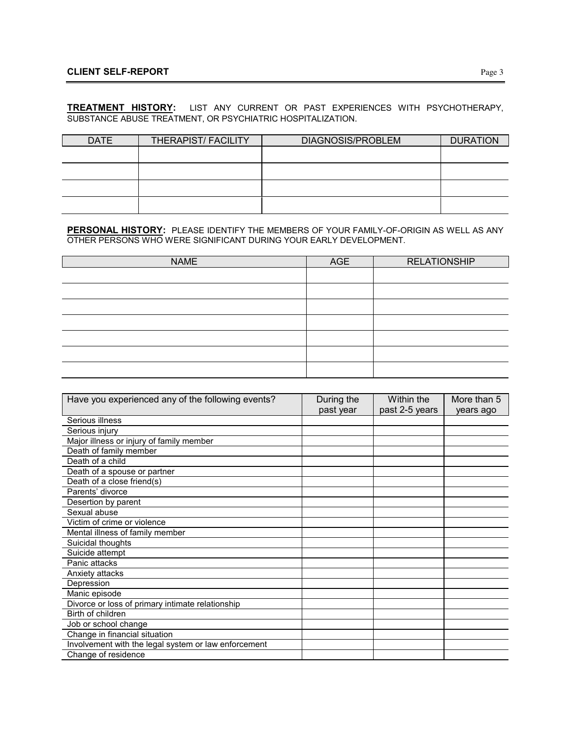**TREATMENT HISTORY:** LIST ANY CURRENT OR PAST EXPERIENCES WITH PSYCHOTHERAPY, SUBSTANCE ABUSE TREATMENT, OR PSYCHIATRIC HOSPITALIZATION.

| DATE | THERAPIST/ FACILITY | DIAGNOSIS/PROBLEM | DURATION |
|---|---|---|---|
| | | | |
| | | | |
| | | | |
| | | | |

**PERSONAL HISTORY:** PLEASE IDENTIFY THE MEMBERS OF YOUR FAMILY-OF-ORIGIN AS WELL AS ANY OTHER PERSONS WHO WERE SIGNIFICANT DURING YOUR EARLY DEVELOPMENT.

| NAME | AGE | RELATIONSHIP |
|---|---|---|
| | | |
| | | |
| | | |
| | | |
| | | |
| | | |
| | | |

| Have you experienced any of the following events? | During the past year | Within the past 2-5 years | More than 5 years ago |
|---|---|---|---|
| Serious illness | | | |
| Serious injury | | | |
| Major illness or injury of family member | | | |
| Death of family member | | | |
| Death of a child | | | |
| Death of a spouse or partner | | | |
| Death of a close friend(s) | | | |
| Parents' divorce | | | |
| Desertion by parent | | | |
| Sexual abuse | | | |
| Victim of crime or violence | | | |
| Mental illness of family member | | | |
| Suicidal thoughts | | | |
| Suicide attempt | | | |
| Panic attacks | | | |
| Anxiety attacks | | | |
| Depression | | | |
| Manic episode | | | |
| Divorce or loss of primary intimate relationship | | | |
| Birth of children | | | |
| Job or school change | | | |
| Change in financial situation | | | |
| Involvement with the legal system or law enforcement | | | |
| Change of residence | | | |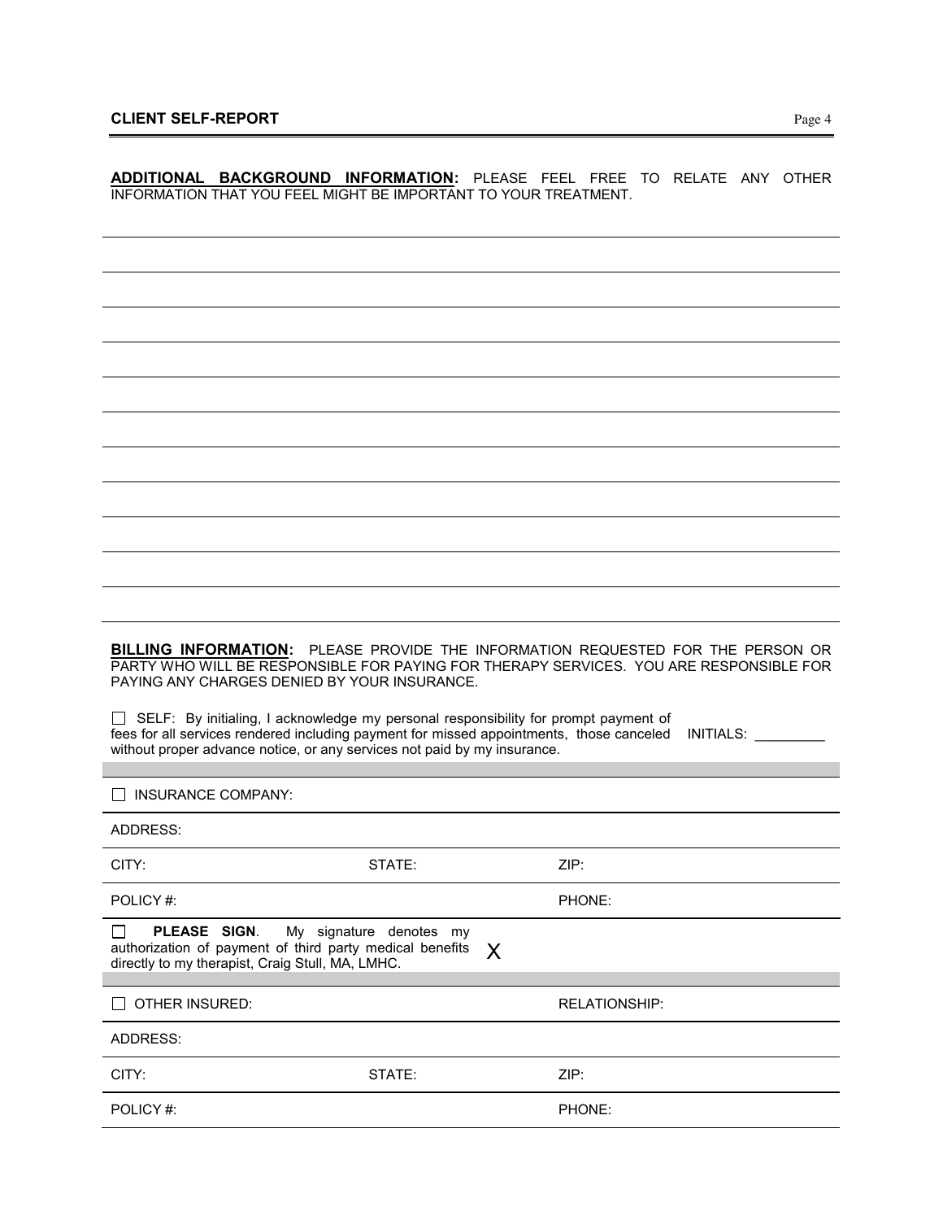**ADDITIONAL BACKGROUND INFORMATION:** PLEASE FEEL FREE TO RELATE ANY OTHER INFORMATION THAT YOU FEEL MIGHT BE IMPORTANT TO YOUR TREATMENT.

\_\_\_\_\_\_\_\_\_\_\_\_\_\_\_\_\_\_\_\_\_\_\_\_\_\_\_\_\_\_\_\_\_\_\_\_\_\_\_\_\_\_\_\_\_\_\_\_\_\_\_\_\_\_\_\_\_\_\_\_\_\_\_\_\_\_\_\_\_\_\_\_\_\_\_\_

\_\_\_\_\_\_\_\_\_\_\_\_\_\_\_\_\_\_\_\_\_\_\_\_\_\_\_\_\_\_\_\_\_\_\_\_\_\_\_\_\_\_\_\_\_\_\_\_\_\_\_\_\_\_\_\_\_\_\_\_\_\_\_\_\_\_\_\_\_\_\_\_\_\_\_\_

\_\_\_\_\_\_\_\_\_\_\_\_\_\_\_\_\_\_\_\_\_\_\_\_\_\_\_\_\_\_\_\_\_\_\_\_\_\_\_\_\_\_\_\_\_\_\_\_\_\_\_\_\_\_\_\_\_\_\_\_\_\_\_\_\_\_\_\_\_\_\_\_\_\_\_\_

\_\_\_\_\_\_\_\_\_\_\_\_\_\_\_\_\_\_\_\_\_\_\_\_\_\_\_\_\_\_\_\_\_\_\_\_\_\_\_\_\_\_\_\_\_\_\_\_\_\_\_\_\_\_\_\_\_\_\_\_\_\_\_\_\_\_\_\_\_\_\_\_\_\_\_\_

\_\_\_\_\_\_\_\_\_\_\_\_\_\_\_\_\_\_\_\_\_\_\_\_\_\_\_\_\_\_\_\_\_\_\_\_\_\_\_\_\_\_\_\_\_\_\_\_\_\_\_\_\_\_\_\_\_\_\_\_\_\_\_\_\_\_\_\_\_\_\_\_\_\_\_\_

\_\_\_\_\_\_\_\_\_\_\_\_\_\_\_\_\_\_\_\_\_\_\_\_\_\_\_\_\_\_\_\_\_\_\_\_\_\_\_\_\_\_\_\_\_\_\_\_\_\_\_\_\_\_\_\_\_\_\_\_\_\_\_\_\_\_\_\_\_\_\_\_\_\_\_\_

\_\_\_\_\_\_\_\_\_\_\_\_\_\_\_\_\_\_\_\_\_\_\_\_\_\_\_\_\_\_\_\_\_\_\_\_\_\_\_\_\_\_\_\_\_\_\_\_\_\_\_\_\_\_\_\_\_\_\_\_\_\_\_\_\_\_\_\_\_\_\_\_\_\_\_\_

\_\_\_\_\_\_\_\_\_\_\_\_\_\_\_\_\_\_\_\_\_\_\_\_\_\_\_\_\_\_\_\_\_\_\_\_\_\_\_\_\_\_\_\_\_\_\_\_\_\_\_\_\_\_\_\_\_\_\_\_\_\_\_\_\_\_\_\_\_\_\_\_\_\_\_\_

\_\_\_\_\_\_\_\_\_\_\_\_\_\_\_\_\_\_\_\_\_\_\_\_\_\_\_\_\_\_\_\_\_\_\_\_\_\_\_\_\_\_\_\_\_\_\_\_\_\_\_\_\_\_\_\_\_\_\_\_\_\_\_\_\_\_\_\_\_\_\_\_\_\_\_\_

\_\_\_\_\_\_\_\_\_\_\_\_\_\_\_\_\_\_\_\_\_\_\_\_\_\_\_\_\_\_\_\_\_\_\_\_\_\_\_\_\_\_\_\_\_\_\_\_\_\_\_\_\_\_\_\_\_\_\_\_\_\_\_\_\_\_\_\_\_\_\_\_\_\_\_\_

\_\_\_\_\_\_\_\_\_\_\_\_\_\_\_\_\_\_\_\_\_\_\_\_\_\_\_\_\_\_\_\_\_\_\_\_\_\_\_\_\_\_\_\_\_\_\_\_\_\_\_\_\_\_\_\_\_\_\_\_\_\_\_\_\_\_\_\_\_\_\_\_\_\_\_\_

\_\_\_\_\_\_\_\_\_\_\_\_\_\_\_\_\_\_\_\_\_\_\_\_\_\_\_\_\_\_\_\_\_\_\_\_\_\_\_\_\_\_\_\_\_\_\_\_\_\_\_\_\_\_\_\_\_\_\_\_\_\_\_\_\_\_\_\_\_\_\_\_\_\_\_\_

**BILLING INFORMATION:** PLEASE PROVIDE THE INFORMATION REQUESTED FOR THE PERSON OR PARTY WHO WILL BE RESPONSIBLE FOR PAYING FOR THERAPY SERVICES. YOU ARE RESPONSIBLE FOR PAYING ANY CHARGES DENIED BY YOUR INSURANCE.

☐ SELF: By initialing, I acknowledge my personal responsibility for prompt payment of fees for all services rendered including payment for missed appointments, those canceled without proper advance notice, or any services not paid by my insurance. INITIALS: \_\_\_\_\_\_\_\_\_

| | | |
|---|---|---|
| ☐ INSURANCE COMPANY: | | |
| ADDRESS: | | |
| CITY: | STATE: | ZIP: |
| POLICY #: | | PHONE: |
| ☐ **PLEASE SIGN**. My signature denotes my authorization of payment of third party medical benefits directly to my therapist, Craig Stull, MA, LMHC. | X | |

| | | |
|---|---|---|
| ☐ OTHER INSURED: | | RELATIONSHIP: |
| ADDRESS: | | |
| CITY: | STATE: | ZIP: |
| POLICY #: | | PHONE: |